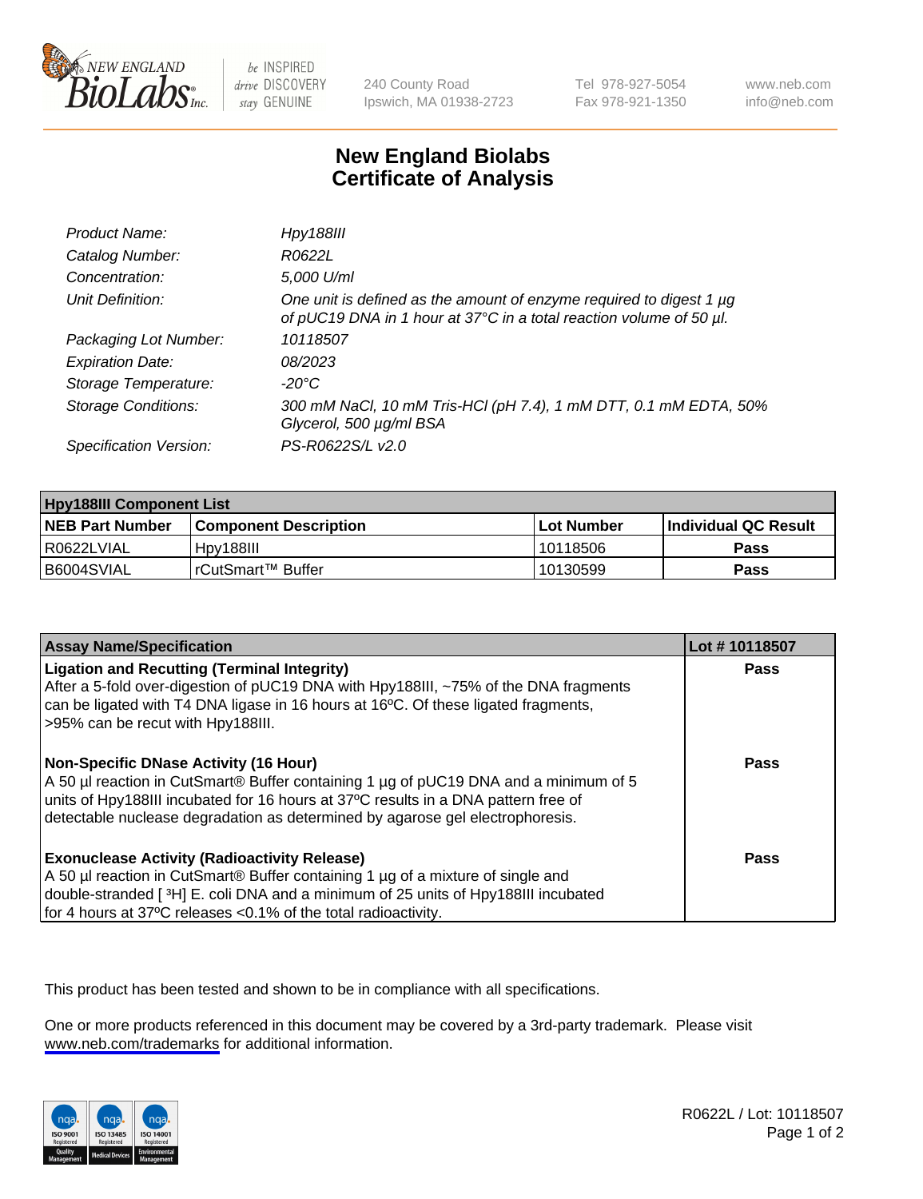# New England Biolabs Certificate of Analysis

| | |
|---|---|
| *Product Name:* | *Hpy188III* |
| *Catalog Number:* | *R0622L* |
| *Concentration:* | *5,000 U/ml* |
| *Unit Definition:* | *One unit is defined as the amount of enzyme required to digest 1 µg of pUC19 DNA in 1 hour at 37°C in a total reaction volume of 50 µl.* |
| *Packaging Lot Number:* | *10118507* |
| *Expiration Date:* | *08/2023* |
| *Storage Temperature:* | *-20°C* |
| *Storage Conditions:* | *300 mM NaCl, 10 mM Tris-HCl (pH 7.4), 1 mM DTT, 0.1 mM EDTA, 50% Glycerol, 500 µg/ml BSA* |
| *Specification Version:* | *PS-R0622S/L v2.0* |

| **Hpy188III Component List** | | | |
|---|---|---|---|
| **NEB Part Number** | **Component Description** | **Lot Number** | **Individual QC Result** |
| R0622LVIAL | Hpy188III | 10118506 | **Pass** |
| B6004SVIAL | rCutSmart™ Buffer | 10130599 | **Pass** |

| **Assay Name/Specification** | **Lot # 10118507** |
|---|---|
| **Ligation and Recutting (Terminal Integrity)** After a 5-fold over-digestion of pUC19 DNA with Hpy188III, ~75% of the DNA fragments can be ligated with T4 DNA ligase in 16 hours at 16ºC. Of these ligated fragments, >95% can be recut with Hpy188III. | **Pass** |
| **Non-Specific DNase Activity (16 Hour)** A 50 µl reaction in CutSmart® Buffer containing 1 µg of pUC19 DNA and a minimum of 5 units of Hpy188III incubated for 16 hours at 37ºC results in a DNA pattern free of detectable nuclease degradation as determined by agarose gel electrophoresis. | **Pass** |
| **Exonuclease Activity (Radioactivity Release)** A 50 µl reaction in CutSmart® Buffer containing 1 µg of a mixture of single and double-stranded [ $^3$H] E. coli DNA and a minimum of 25 units of Hpy188III incubated for 4 hours at 37ºC releases <0.1% of the total radioactivity. | **Pass** |

This product has been tested and shown to be in compliance with all specifications.

One or more products referenced in this document may be covered by a 3rd-party trademark. Please visit www.neb.com/trademarks for additional information.

R0622L / Lot: 10118507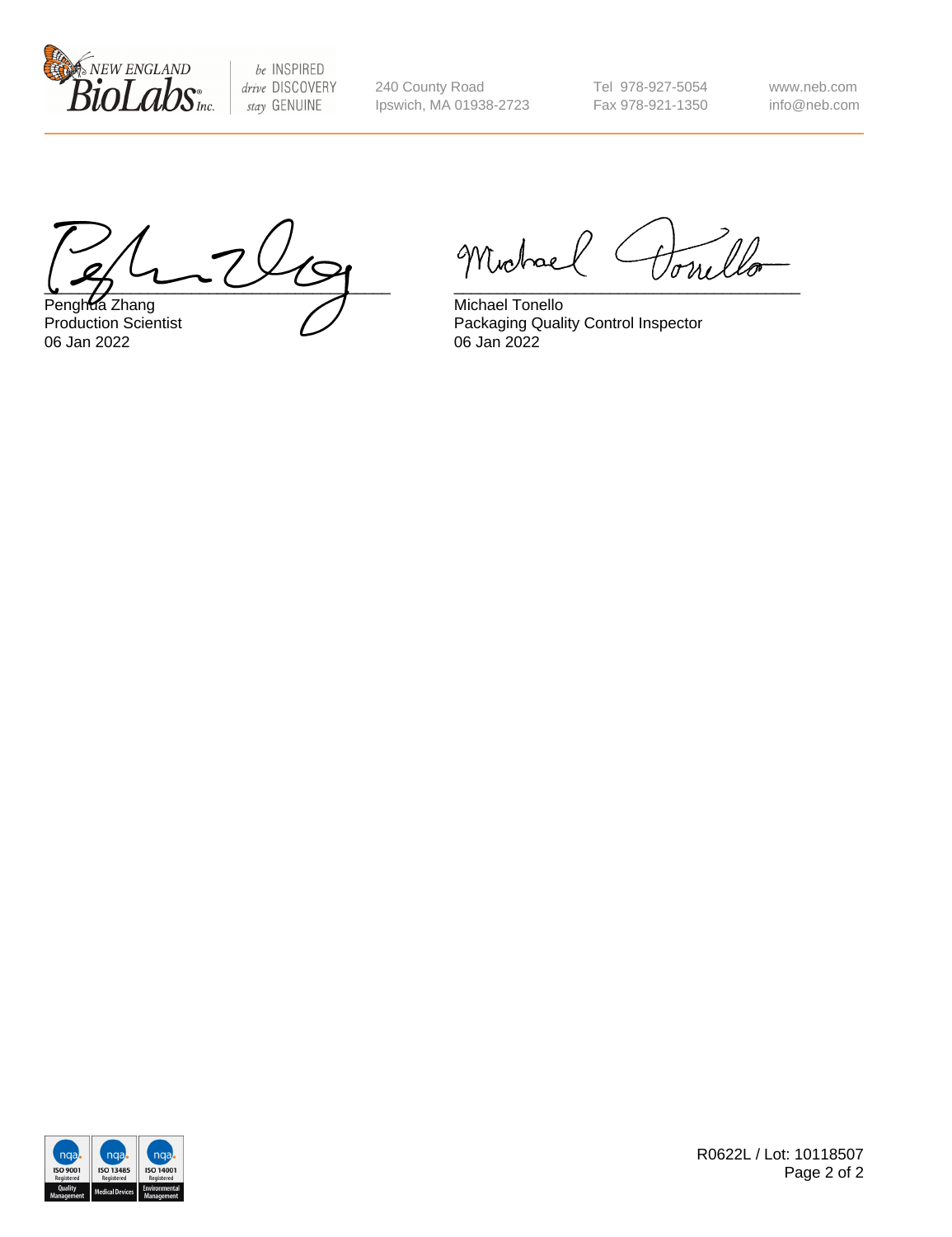be INSPIRED
drive DISCOVERY
stay GENUINE

240 County Road
Ipswich, MA 01938-2723

Tel 978-927-5054
Fax 978-921-1350

www.neb.com
info@neb.com

Penghua Zhang
Production Scientist
06 Jan 2022

Michael Tonello
Packaging Quality Control Inspector
06 Jan 2022

R0622L / Lot: 10118507